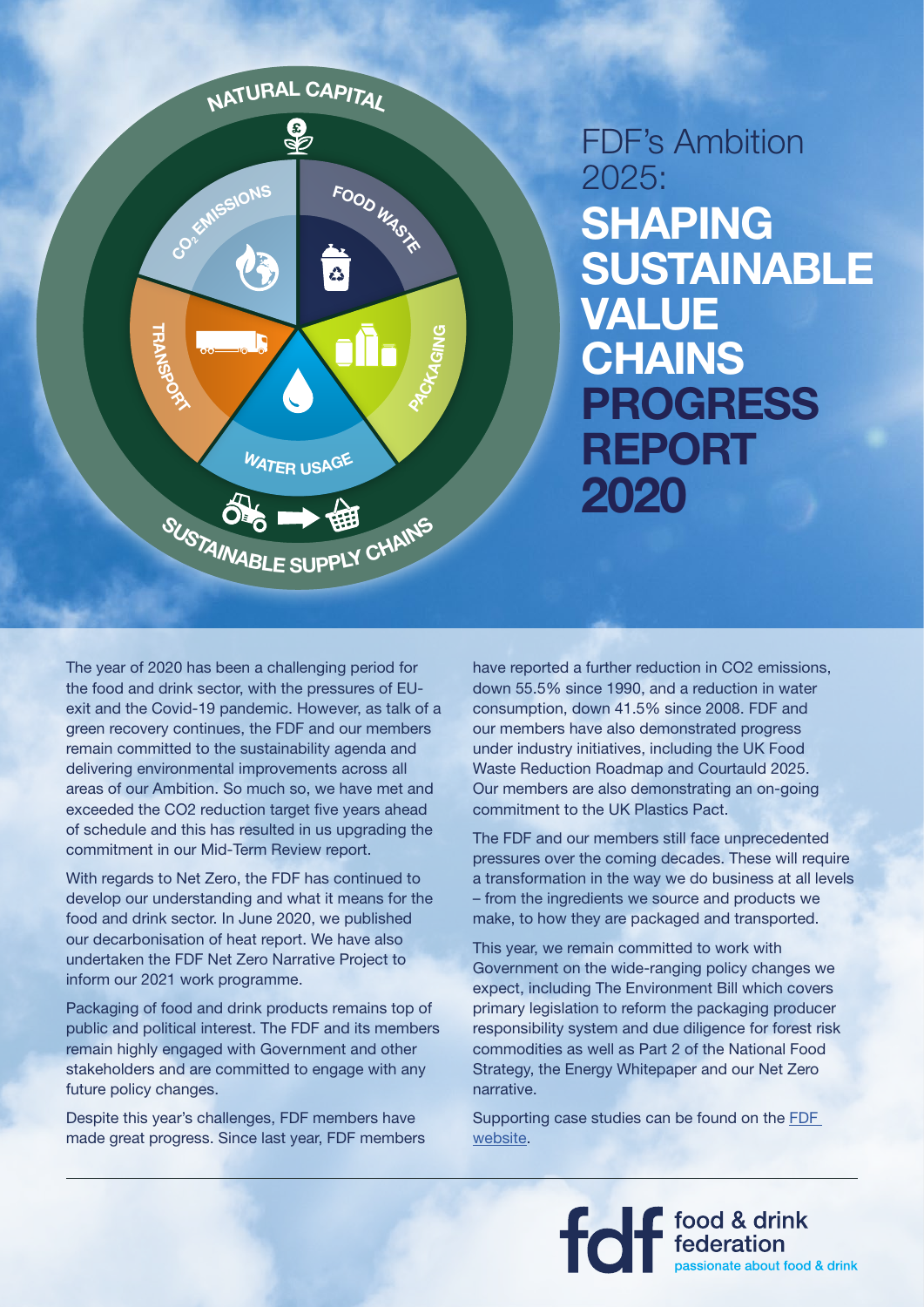# FDF's Ambition 2025: SHAPING SUSTAINABLE VALUE CHAINS PROGRESS REPORT 2020

The year of 2020 has been a challenging period for the food and drink sector, with the pressures of EU-exit and the Covid-19 pandemic. However, as talk of a green recovery continues, the FDF and our members remain committed to the sustainability agenda and delivering environmental improvements across all areas of our Ambition. So much so, we have met and exceeded the CO2 reduction target five years ahead of schedule and this has resulted in us upgrading the commitment in our Mid-Term Review report.

With regards to Net Zero, the FDF has continued to develop our understanding and what it means for the food and drink sector. In June 2020, we published our decarbonisation of heat report. We have also undertaken the FDF Net Zero Narrative Project to inform our 2021 work programme.

Packaging of food and drink products remains top of public and political interest. The FDF and its members remain highly engaged with Government and other stakeholders and are committed to engage with any future policy changes.

Despite this year's challenges, FDF members have made great progress. Since last year, FDF members have reported a further reduction in CO2 emissions, down 55.5% since 1990, and a reduction in water consumption, down 41.5% since 2008. FDF and our members have also demonstrated progress under industry initiatives, including the UK Food Waste Reduction Roadmap and Courtauld 2025. Our members are also demonstrating an on-going commitment to the UK Plastics Pact.

The FDF and our members still face unprecedented pressures over the coming decades. These will require a transformation in the way we do business at all levels – from the ingredients we source and products we make, to how they are packaged and transported.

This year, we remain committed to work with Government on the wide-ranging policy changes we expect, including The Environment Bill which covers primary legislation to reform the packaging producer responsibility system and due diligence for forest risk commodities as well as Part 2 of the National Food Strategy, the Energy Whitepaper and our Net Zero narrative.

Supporting case studies can be found on the [FDF website](FDF website).

fdf food & drink federation – passionate about food & drink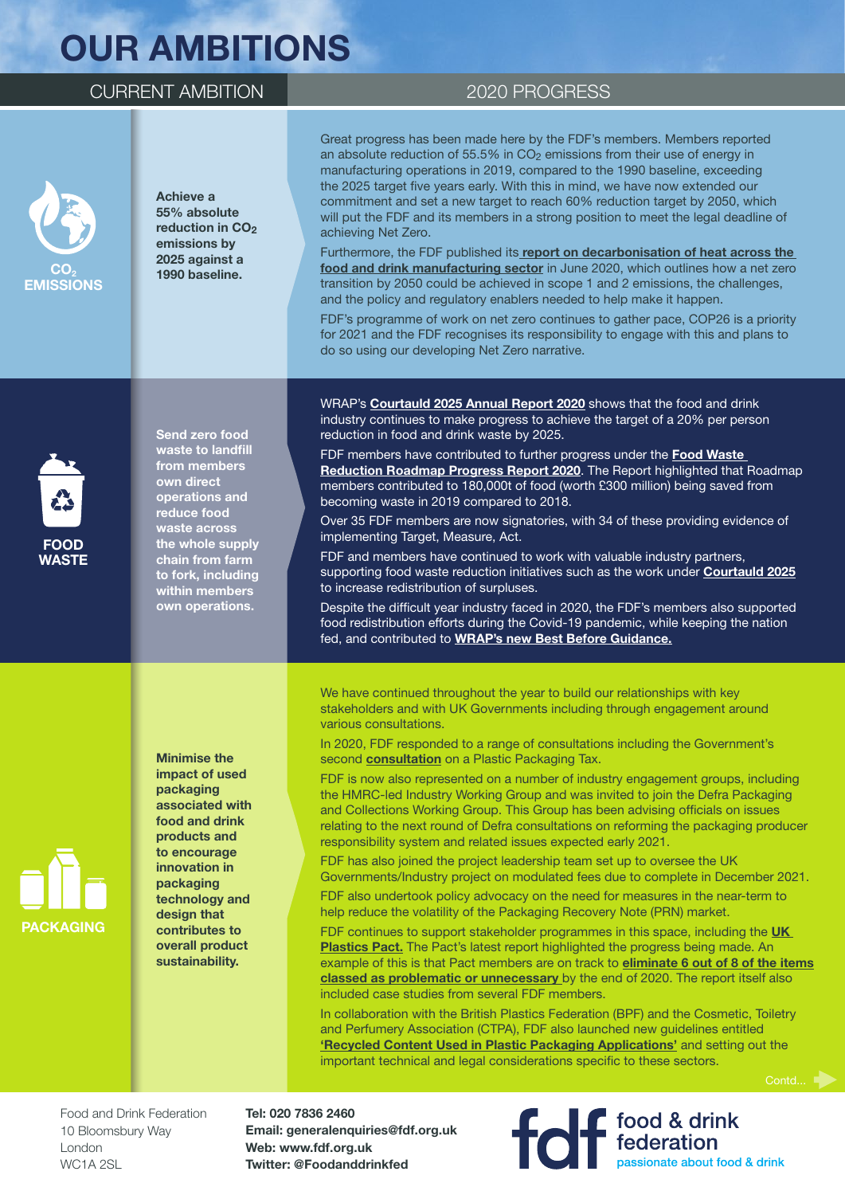# OUR AMBITIONS

| | CURRENT AMBITION | 2020 PROGRESS |
|---|---|---|
| **$CO_2$ EMISSIONS** | **Achieve a 55% absolute reduction in $CO_2$ emissions by 2025 against a 1990 baseline.** | Great progress has been made here by the FDF's members. Members reported an absolute reduction of 55.5% in $CO_2$ emissions from their use of energy in manufacturing operations in 2019, compared to the 1990 baseline, exceeding the 2025 target five years early. With this in mind, we have now extended our commitment and set a new target to reach 60% reduction target by 2050, which will put the FDF and its members in a strong position to meet the legal deadline of achieving Net Zero.<br><br>Furthermore, the FDF published its **report on decarbonisation of heat across the food and drink manufacturing sector** in June 2020, which outlines how a net zero transition by 2050 could be achieved in scope 1 and 2 emissions, the challenges, and the policy and regulatory enablers needed to help make it happen.<br><br>FDF's programme of work on net zero continues to gather pace, COP26 is a priority for 2021 and the FDF recognises its responsibility to engage with this and plans to do so using our developing Net Zero narrative. |
| **FOOD WASTE** | **Send zero food waste to landfill from members own direct operations and reduce food waste across the whole supply chain from farm to fork, including within members own operations.** | WRAP's **Courtauld 2025 Annual Report 2020** shows that the food and drink industry continues to make progress to achieve the target of a 20% per person reduction in food and drink waste by 2025.<br><br>FDF members have contributed to further progress under the **Food Waste Reduction Roadmap Progress Report 2020**. The Report highlighted that Roadmap members contributed to 180,000t of food (worth £300 million) being saved from becoming waste in 2019 compared to 2018.<br><br>Over 35 FDF members are now signatories, with 34 of these providing evidence of implementing Target, Measure, Act.<br><br>FDF and members have continued to work with valuable industry partners, supporting food waste reduction initiatives such as the work under **Courtauld 2025** to increase redistribution of surpluses.<br><br>Despite the difficult year industry faced in 2020, the FDF's members also supported food redistribution efforts during the Covid-19 pandemic, while keeping the nation fed, and contributed to **WRAP's new Best Before Guidance.** |
| **PACKAGING** | **Minimise the impact of used packaging associated with food and drink products and to encourage innovation in packaging technology and design that contributes to overall product sustainability.** | We have continued throughout the year to build our relationships with key stakeholders and with UK Governments including through engagement around various consultations.<br><br>In 2020, FDF responded to a range of consultations including the Government's second **consultation** on a Plastic Packaging Tax.<br><br>FDF is now also represented on a number of industry engagement groups, including the HMRC-led Industry Working Group and was invited to join the Defra Packaging and Collections Working Group. This Group has been advising officials on issues relating to the next round of Defra consultations on reforming the packaging producer responsibility system and related issues expected early 2021.<br><br>FDF has also joined the project leadership team set up to oversee the UK Governments/Industry project on modulated fees due to complete in December 2021.<br><br>FDF also undertook policy advocacy on the need for measures in the near-term to help reduce the volatility of the Packaging Recovery Note (PRN) market.<br><br>FDF continues to support stakeholder programmes in this space, including the **UK Plastics Pact.** The Pact's latest report highlighted the progress being made. An example of this is that Pact members are on track to **eliminate 6 out of 8 of the items classed as problematic or unnecessary** by the end of 2020. The report itself also included case studies from several FDF members.<br><br>In collaboration with the British Plastics Federation (BPF) and the Cosmetic, Toiletry and Perfumery Association (CTPA), FDF also launched new guidelines entitled **'Recycled Content Used in Plastic Packaging Applications'** and setting out the important technical and legal considerations specific to these sectors. |

Contd...

Food and Drink Federation
10 Bloomsbury Way
London
WC1A 2SL

**Tel: 020 7836 2460**
**Email: generalenquiries@fdf.org.uk**
**Web: www.fdf.org.uk**
**Twitter: @Foodanddrinkfed**

fdf food & drink federation — passionate about food & drink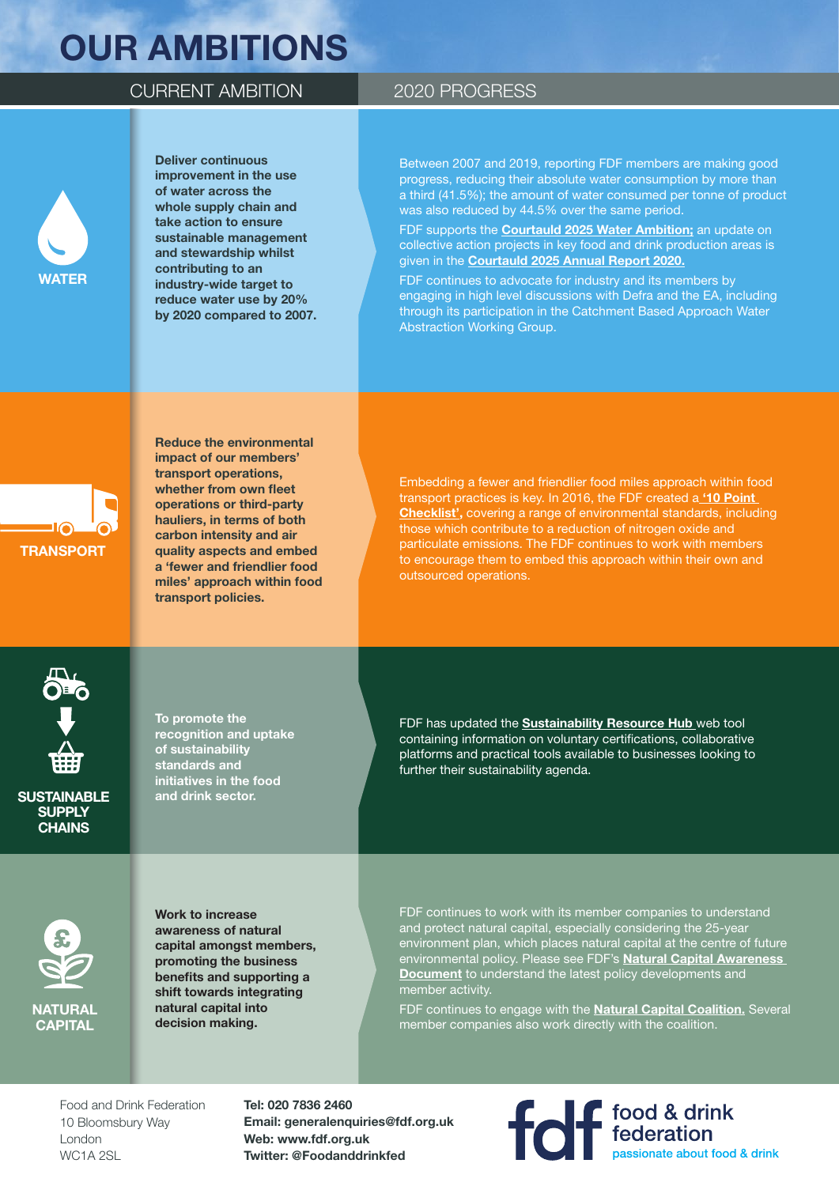# OUR AMBITIONS

| | CURRENT AMBITION | 2020 PROGRESS |
|---|---|---|
| **WATER** | **Deliver continuous improvement in the use of water across the whole supply chain and take action to ensure sustainable management and stewardship whilst contributing to an industry-wide target to reduce water use by 20% by 2020 compared to 2007.** | Between 2007 and 2019, reporting FDF members are making good progress, reducing their absolute water consumption by more than a third (41.5%); the amount of water consumed per tonne of product was also reduced by 44.5% over the same period.<br><br>FDF supports the **Courtauld 2025 Water Ambition;** an update on collective action projects in key food and drink production areas is given in the **Courtauld 2025 Annual Report 2020.**<br><br>FDF continues to advocate for industry and its members by engaging in high level discussions with Defra and the EA, including through its participation in the Catchment Based Approach Water Abstraction Working Group. |
| **TRANSPORT** | **Reduce the environmental impact of our members' transport operations, whether from own fleet operations or third-party hauliers, in terms of both carbon intensity and air quality aspects and embed a 'fewer and friendlier food miles' approach within food transport policies.** | Embedding a fewer and friendlier food miles approach within food transport practices is key. In 2016, the FDF created a **'10 Point Checklist',** covering a range of environmental standards, including those which contribute to a reduction of nitrogen oxide and particulate emissions. The FDF continues to work with members to encourage them to embed this approach within their own and outsourced operations. |
| **SUSTAINABLE SUPPLY CHAINS** | **To promote the recognition and uptake of sustainability standards and initiatives in the food and drink sector.** | FDF has updated the **Sustainability Resource Hub** web tool containing information on voluntary certifications, collaborative platforms and practical tools available to businesses looking to further their sustainability agenda. |
| **NATURAL CAPITAL** | **Work to increase awareness of natural capital amongst members, promoting the business benefits and supporting a shift towards integrating natural capital into decision making.** | FDF continues to work with its member companies to understand and protect natural capital, especially considering the 25-year environment plan, which places natural capital at the centre of future environmental policy. Please see FDF's **Natural Capital Awareness Document** to understand the latest policy developments and member activity.<br><br>FDF continues to engage with the **Natural Capital Coalition.** Several member companies also work directly with the coalition. |

Food and Drink Federation
10 Bloomsbury Way
London
WC1A 2SL

**Tel: 020 7836 2460**
**Email: generalenquiries@fdf.org.uk**
**Web: www.fdf.org.uk**
**Twitter: @Foodanddrinkfed**

fdf food & drink federation
passionate about food & drink